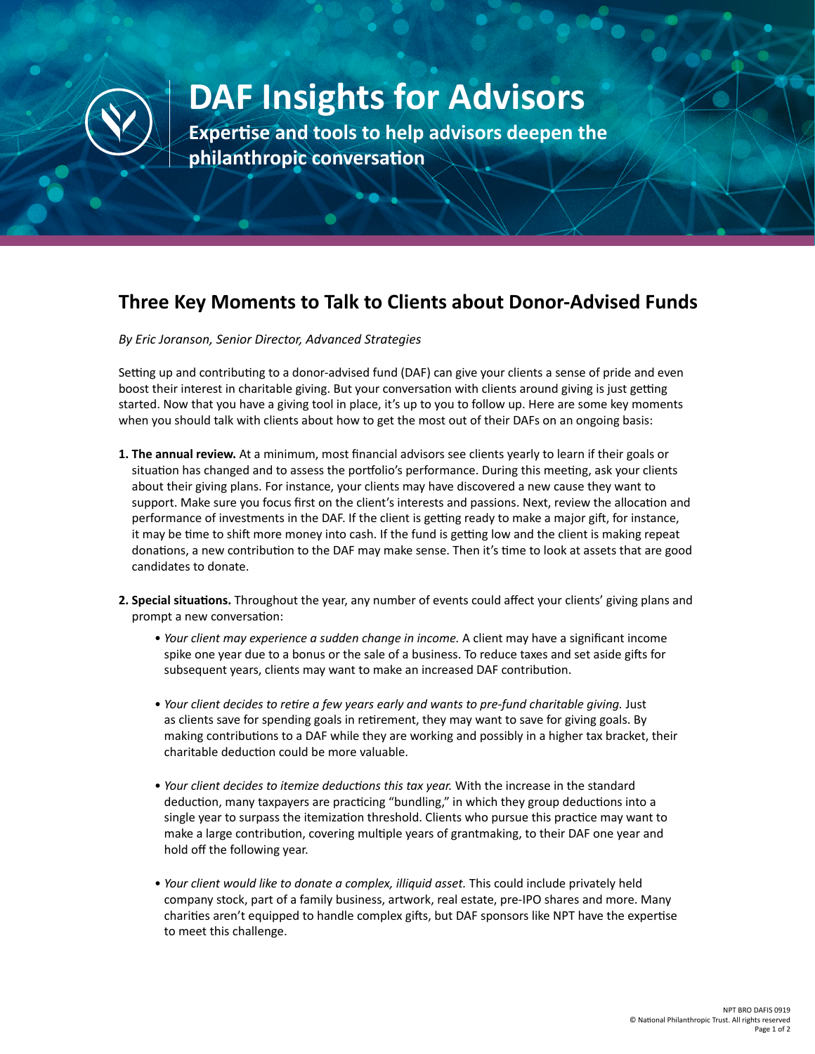# DAF Insights for Advisors

**Expertise and tools to help advisors deepen the philanthropic conversation**

## Three Key Moments to Talk to Clients about Donor-Advised Funds

*By Eric Joranson, Senior Director, Advanced Strategies*

Setting up and contributing to a donor-advised fund (DAF) can give your clients a sense of pride and even boost their interest in charitable giving. But your conversation with clients around giving is just getting started. Now that you have a giving tool in place, it's up to you to follow up. Here are some key moments when you should talk with clients about how to get the most out of their DAFs on an ongoing basis:

1. **The annual review.** At a minimum, most financial advisors see clients yearly to learn if their goals or situation has changed and to assess the portfolio's performance. During this meeting, ask your clients about their giving plans. For instance, your clients may have discovered a new cause they want to support. Make sure you focus first on the client's interests and passions. Next, review the allocation and performance of investments in the DAF. If the client is getting ready to make a major gift, for instance, it may be time to shift more money into cash. If the fund is getting low and the client is making repeat donations, a new contribution to the DAF may make sense. Then it's time to look at assets that are good candidates to donate.

2. **Special situations.** Throughout the year, any number of events could affect your clients' giving plans and prompt a new conversation:

   - *Your client may experience a sudden change in income.* A client may have a significant income spike one year due to a bonus or the sale of a business. To reduce taxes and set aside gifts for subsequent years, clients may want to make an increased DAF contribution.

   - *Your client decides to retire a few years early and wants to pre-fund charitable giving.* Just as clients save for spending goals in retirement, they may want to save for giving goals. By making contributions to a DAF while they are working and possibly in a higher tax bracket, their charitable deduction could be more valuable.

   - *Your client decides to itemize deductions this tax year.* With the increase in the standard deduction, many taxpayers are practicing "bundling," in which they group deductions into a single year to surpass the itemization threshold. Clients who pursue this practice may want to make a large contribution, covering multiple years of grantmaking, to their DAF one year and hold off the following year.

   - *Your client would like to donate a complex, illiquid asset.* This could include privately held company stock, part of a family business, artwork, real estate, pre-IPO shares and more. Many charities aren't equipped to handle complex gifts, but DAF sponsors like NPT have the expertise to meet this challenge.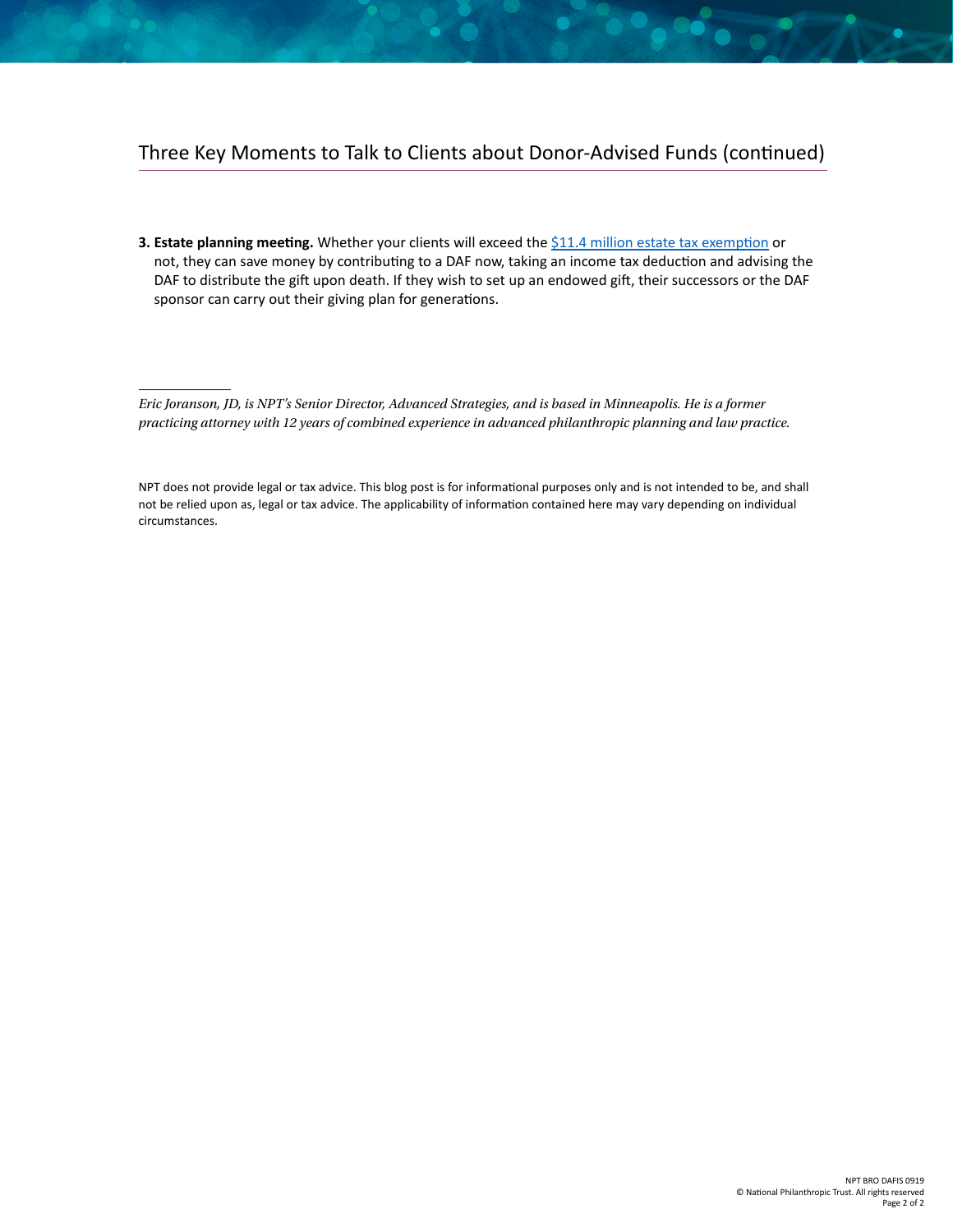## Three Key Moments to Talk to Clients about Donor-Advised Funds (continued)

3. **Estate planning meeting.** Whether your clients will exceed the $11.4 million estate tax exemption or not, they can save money by contributing to a DAF now, taking an income tax deduction and advising the DAF to distribute the gift upon death. If they wish to set up an endowed gift, their successors or the DAF sponsor can carry out their giving plan for generations.

---

*Eric Joranson, JD, is NPT's Senior Director, Advanced Strategies, and is based in Minneapolis. He is a former practicing attorney with 12 years of combined experience in advanced philanthropic planning and law practice.*

NPT does not provide legal or tax advice. This blog post is for informational purposes only and is not intended to be, and shall not be relied upon as, legal or tax advice. The applicability of information contained here may vary depending on individual circumstances.

NPT BRO DAFIS 0919
© National Philanthropic Trust. All rights reserved